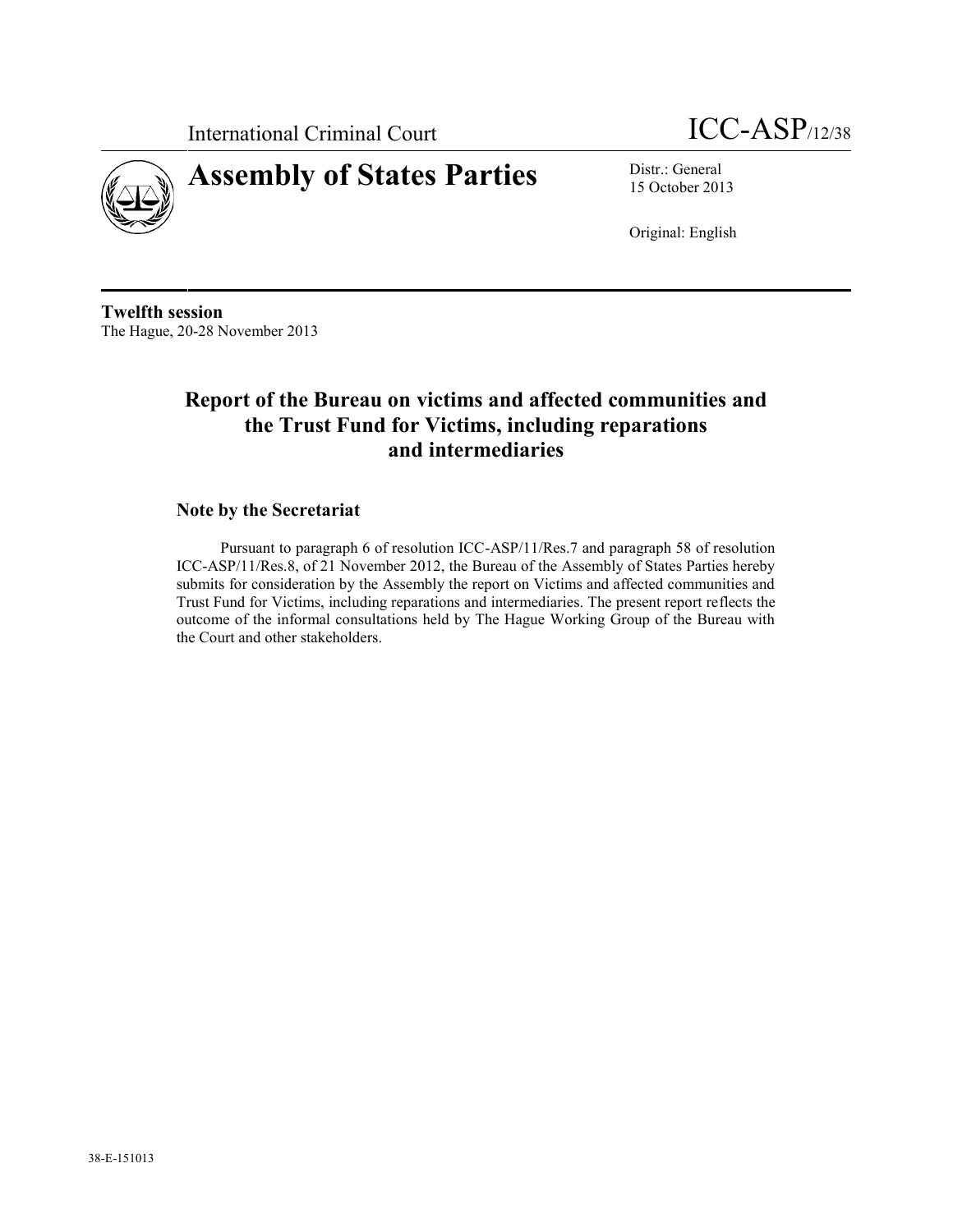International Criminal Court

ICC-ASP/12/38

# Assembly of States Parties

Distr.: General
15 October 2013

Original: English

**Twelfth session**
The Hague, 20-28 November 2013

## Report of the Bureau on victims and affected communities and the Trust Fund for Victims, including reparations and intermediaries

### Note by the Secretariat

Pursuant to paragraph 6 of resolution ICC-ASP/11/Res.7 and paragraph 58 of resolution ICC-ASP/11/Res.8, of 21 November 2012, the Bureau of the Assembly of States Parties hereby submits for consideration by the Assembly the report on Victims and affected communities and Trust Fund for Victims, including reparations and intermediaries. The present report reflects the outcome of the informal consultations held by The Hague Working Group of the Bureau with the Court and other stakeholders.

38-E-151013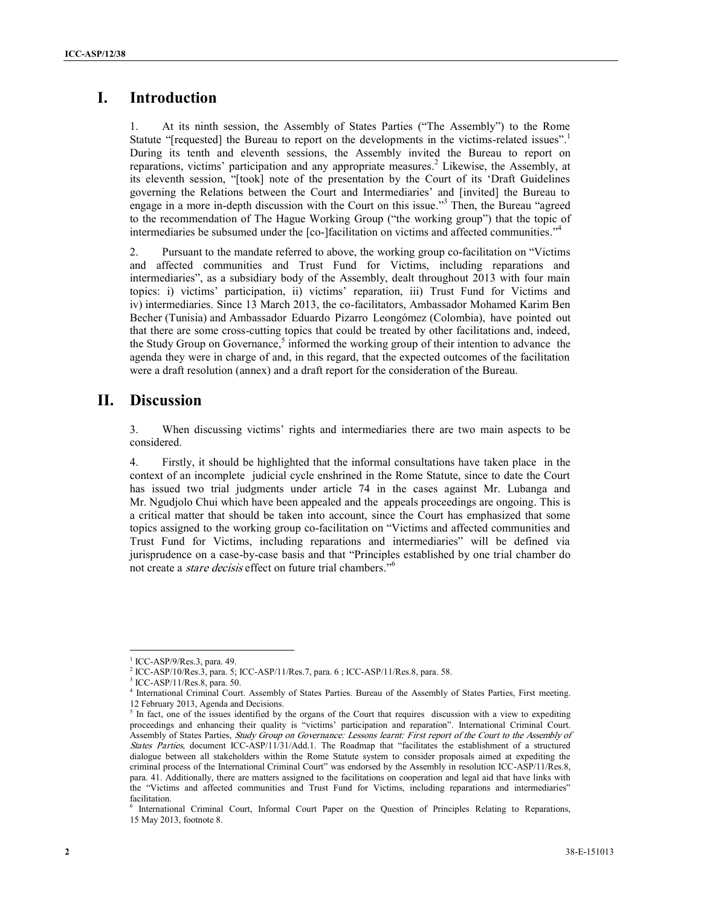# I. Introduction

1. At its ninth session, the Assembly of States Parties ("The Assembly") to the Rome Statute "[requested] the Bureau to report on the developments in the victims-related issues".[1] During its tenth and eleventh sessions, the Assembly invited the Bureau to report on reparations, victims' participation and any appropriate measures.[2] Likewise, the Assembly, at its eleventh session, "[took] note of the presentation by the Court of its 'Draft Guidelines governing the Relations between the Court and Intermediaries' and [invited] the Bureau to engage in a more in-depth discussion with the Court on this issue."[3] Then, the Bureau "agreed to the recommendation of The Hague Working Group ("the working group") that the topic of intermediaries be subsumed under the [co-]facilitation on victims and affected communities."[4]

2. Pursuant to the mandate referred to above, the working group co-facilitation on "Victims and affected communities and Trust Fund for Victims, including reparations and intermediaries", as a subsidiary body of the Assembly, dealt throughout 2013 with four main topics: i) victims' participation, ii) victims' reparation, iii) Trust Fund for Victims and iv) intermediaries. Since 13 March 2013, the co-facilitators, Ambassador Mohamed Karim Ben Becher (Tunisia) and Ambassador Eduardo Pizarro Leongómez (Colombia), have pointed out that there are some cross-cutting topics that could be treated by other facilitations and, indeed, the Study Group on Governance,[5] informed the working group of their intention to advance the agenda they were in charge of and, in this regard, that the expected outcomes of the facilitation were a draft resolution (annex) and a draft report for the consideration of the Bureau.

# II. Discussion

3. When discussing victims' rights and intermediaries there are two main aspects to be considered.

4. Firstly, it should be highlighted that the informal consultations have taken place in the context of an incomplete judicial cycle enshrined in the Rome Statute, since to date the Court has issued two trial judgments under article 74 in the cases against Mr. Lubanga and Mr. Ngudjolo Chui which have been appealed and the appeals proceedings are ongoing. This is a critical matter that should be taken into account, since the Court has emphasized that some topics assigned to the working group co-facilitation on "Victims and affected communities and Trust Fund for Victims, including reparations and intermediaries" will be defined via jurisprudence on a case-by-case basis and that "Principles established by one trial chamber do not create a *stare decisis* effect on future trial chambers."[6]

---

[1] ICC-ASP/9/Res.3, para. 49.

[2] ICC-ASP/10/Res.3, para. 5; ICC-ASP/11/Res.7, para. 6 ; ICC-ASP/11/Res.8, para. 58.

[3] ICC-ASP/11/Res.8, para. 50.

[4] International Criminal Court. Assembly of States Parties. Bureau of the Assembly of States Parties, First meeting. 12 February 2013, Agenda and Decisions.

[5] In fact, one of the issues identified by the organs of the Court that requires discussion with a view to expediting proceedings and enhancing their quality is "victims' participation and reparation". International Criminal Court. Assembly of States Parties, *Study Group on Governance: Lessons learnt: First report of the Court to the Assembly of States Parties,* document ICC-ASP/11/31/Add.1. The Roadmap that "facilitates the establishment of a structured dialogue between all stakeholders within the Rome Statute system to consider proposals aimed at expediting the criminal process of the International Criminal Court" was endorsed by the Assembly in resolution ICC-ASP/11/Res.8, para. 41. Additionally, there are matters assigned to the facilitations on cooperation and legal aid that have links with the "Victims and affected communities and Trust Fund for Victims, including reparations and intermediaries" facilitation.

[6] International Criminal Court, Informal Court Paper on the Question of Principles Relating to Reparations, 15 May 2013, footnote 8.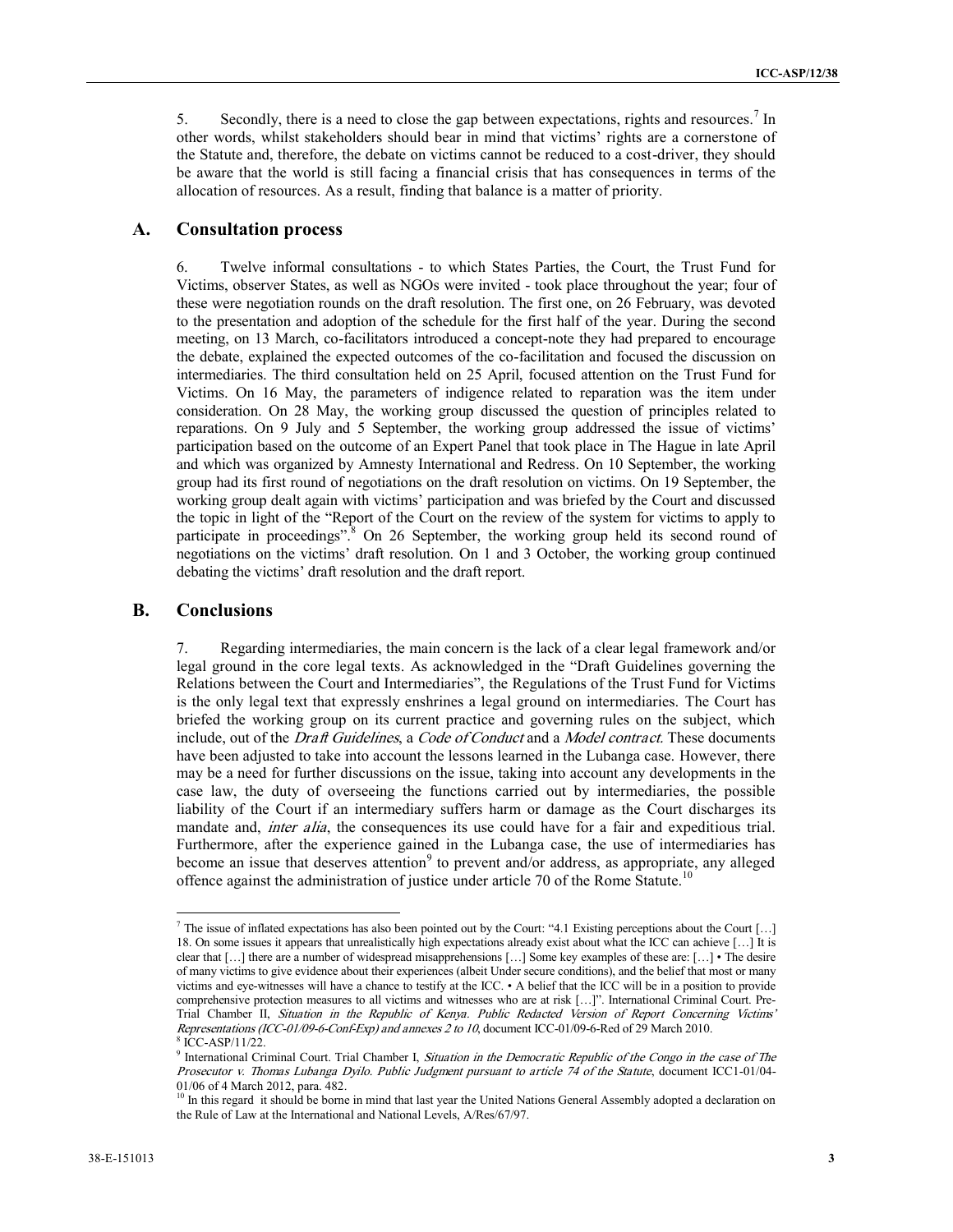5. Secondly, there is a need to close the gap between expectations, rights and resources.[7] In other words, whilst stakeholders should bear in mind that victims' rights are a cornerstone of the Statute and, therefore, the debate on victims cannot be reduced to a cost-driver, they should be aware that the world is still facing a financial crisis that has consequences in terms of the allocation of resources. As a result, finding that balance is a matter of priority.

## A. Consultation process

6. Twelve informal consultations - to which States Parties, the Court, the Trust Fund for Victims, observer States, as well as NGOs were invited - took place throughout the year; four of these were negotiation rounds on the draft resolution. The first one, on 26 February, was devoted to the presentation and adoption of the schedule for the first half of the year. During the second meeting, on 13 March, co-facilitators introduced a concept-note they had prepared to encourage the debate, explained the expected outcomes of the co-facilitation and focused the discussion on intermediaries. The third consultation held on 25 April, focused attention on the Trust Fund for Victims. On 16 May, the parameters of indigence related to reparation was the item under consideration. On 28 May, the working group discussed the question of principles related to reparations. On 9 July and 5 September, the working group addressed the issue of victims' participation based on the outcome of an Expert Panel that took place in The Hague in late April and which was organized by Amnesty International and Redress. On 10 September, the working group had its first round of negotiations on the draft resolution on victims. On 19 September, the working group dealt again with victims' participation and was briefed by the Court and discussed the topic in light of the "Report of the Court on the review of the system for victims to apply to participate in proceedings".[8] On 26 September, the working group held its second round of negotiations on the victims' draft resolution. On 1 and 3 October, the working group continued debating the victims' draft resolution and the draft report.

## B. Conclusions

7. Regarding intermediaries, the main concern is the lack of a clear legal framework and/or legal ground in the core legal texts. As acknowledged in the "Draft Guidelines governing the Relations between the Court and Intermediaries", the Regulations of the Trust Fund for Victims is the only legal text that expressly enshrines a legal ground on intermediaries. The Court has briefed the working group on its current practice and governing rules on the subject, which include, out of the *Draft Guidelines*, a *Code of Conduct* and a *Model contract.* These documents have been adjusted to take into account the lessons learned in the Lubanga case. However, there may be a need for further discussions on the issue, taking into account any developments in the case law, the duty of overseeing the functions carried out by intermediaries, the possible liability of the Court if an intermediary suffers harm or damage as the Court discharges its mandate and, *inter alia*, the consequences its use could have for a fair and expeditious trial. Furthermore, after the experience gained in the Lubanga case, the use of intermediaries has become an issue that deserves attention[9] to prevent and/or address, as appropriate, any alleged offence against the administration of justice under article 70 of the Rome Statute.[10]

---

[7] The issue of inflated expectations has also been pointed out by the Court: "4.1 Existing perceptions about the Court […] 18. On some issues it appears that unrealistically high expectations already exist about what the ICC can achieve […] It is clear that […] there are a number of widespread misapprehensions […] Some key examples of these are: […] • The desire of many victims to give evidence about their experiences (albeit Under secure conditions), and the belief that most or many victims and eye-witnesses will have a chance to testify at the ICC. • A belief that the ICC will be in a position to provide comprehensive protection measures to all victims and witnesses who are at risk […]". International Criminal Court. Pre-Trial Chamber II, *Situation in the Republic of Kenya. Public Redacted Version of Report Concerning Victims' Representations (ICC-01/09-6-Conf-Exp) and annexes 2 to 10*, document ICC-01/09-6-Red of 29 March 2010.

[8] ICC-ASP/11/22.

[9] International Criminal Court. Trial Chamber I, *Situation in the Democratic Republic of the Congo in the case of The Prosecutor v. Thomas Lubanga Dyilo. Public Judgment pursuant to article 74 of the Statute*, document ICC1-01/04-01/06 of 4 March 2012, para. 482.

[10] In this regard it should be borne in mind that last year the United Nations General Assembly adopted a declaration on the Rule of Law at the International and National Levels, A/Res/67/97.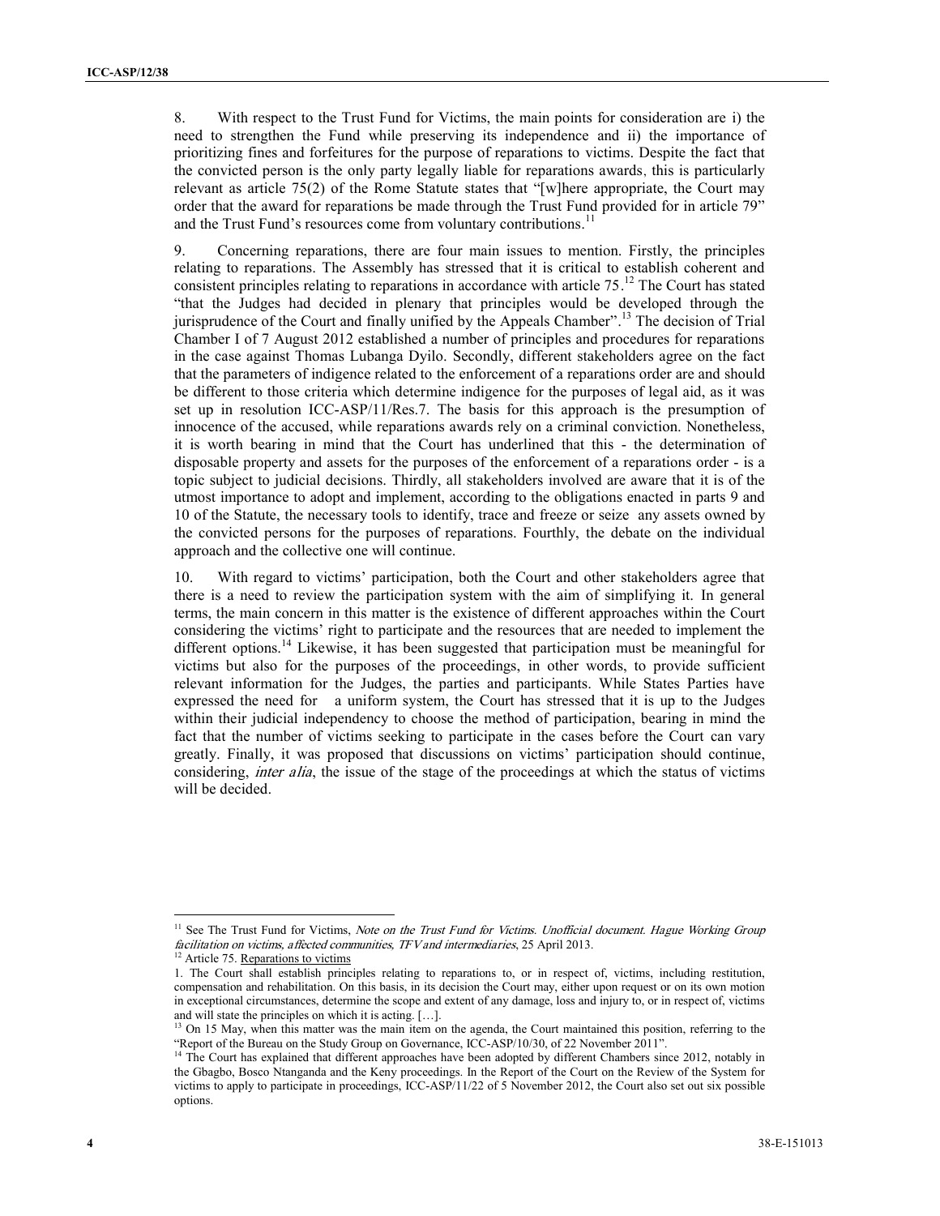8. With respect to the Trust Fund for Victims, the main points for consideration are i) the need to strengthen the Fund while preserving its independence and ii) the importance of prioritizing fines and forfeitures for the purpose of reparations to victims. Despite the fact that the convicted person is the only party legally liable for reparations awards, this is particularly relevant as article 75(2) of the Rome Statute states that "[w]here appropriate, the Court may order that the award for reparations be made through the Trust Fund provided for in article 79" and the Trust Fund's resources come from voluntary contributions.[11]

9. Concerning reparations, there are four main issues to mention. Firstly, the principles relating to reparations. The Assembly has stressed that it is critical to establish coherent and consistent principles relating to reparations in accordance with article 75.[12] The Court has stated "that the Judges had decided in plenary that principles would be developed through the jurisprudence of the Court and finally unified by the Appeals Chamber".[13] The decision of Trial Chamber I of 7 August 2012 established a number of principles and procedures for reparations in the case against Thomas Lubanga Dyilo. Secondly, different stakeholders agree on the fact that the parameters of indigence related to the enforcement of a reparations order are and should be different to those criteria which determine indigence for the purposes of legal aid, as it was set up in resolution ICC-ASP/11/Res.7. The basis for this approach is the presumption of innocence of the accused, while reparations awards rely on a criminal conviction. Nonetheless, it is worth bearing in mind that the Court has underlined that this - the determination of disposable property and assets for the purposes of the enforcement of a reparations order - is a topic subject to judicial decisions. Thirdly, all stakeholders involved are aware that it is of the utmost importance to adopt and implement, according to the obligations enacted in parts 9 and 10 of the Statute, the necessary tools to identify, trace and freeze or seize any assets owned by the convicted persons for the purposes of reparations. Fourthly, the debate on the individual approach and the collective one will continue.

10. With regard to victims' participation, both the Court and other stakeholders agree that there is a need to review the participation system with the aim of simplifying it. In general terms, the main concern in this matter is the existence of different approaches within the Court considering the victims' right to participate and the resources that are needed to implement the different options.[14] Likewise, it has been suggested that participation must be meaningful for victims but also for the purposes of the proceedings, in other words, to provide sufficient relevant information for the Judges, the parties and participants. While States Parties have expressed the need for a uniform system, the Court has stressed that it is up to the Judges within their judicial independency to choose the method of participation, bearing in mind the fact that the number of victims seeking to participate in the cases before the Court can vary greatly. Finally, it was proposed that discussions on victims' participation should continue, considering, *inter alia*, the issue of the stage of the proceedings at which the status of victims will be decided.

---

[11] See The Trust Fund for Victims, *Note on the Trust Fund for Victims. Unofficial document. Hague Working Group facilitation on victims, affected communities, TFV and intermediaries*, 25 April 2013.

[12] Article 75. Reparations to victims

1. The Court shall establish principles relating to reparations to, or in respect of, victims, including restitution, compensation and rehabilitation. On this basis, in its decision the Court may, either upon request or on its own motion in exceptional circumstances, determine the scope and extent of any damage, loss and injury to, or in respect of, victims and will state the principles on which it is acting. […].

[13] On 15 May, when this matter was the main item on the agenda, the Court maintained this position, referring to the "Report of the Bureau on the Study Group on Governance, ICC-ASP/10/30, of 22 November 2011".

[14] The Court has explained that different approaches have been adopted by different Chambers since 2012, notably in the Gbagbo, Bosco Ntanganda and the Keny proceedings. In the Report of the Court on the Review of the System for victims to apply to participate in proceedings, ICC-ASP/11/22 of 5 November 2012, the Court also set out six possible options.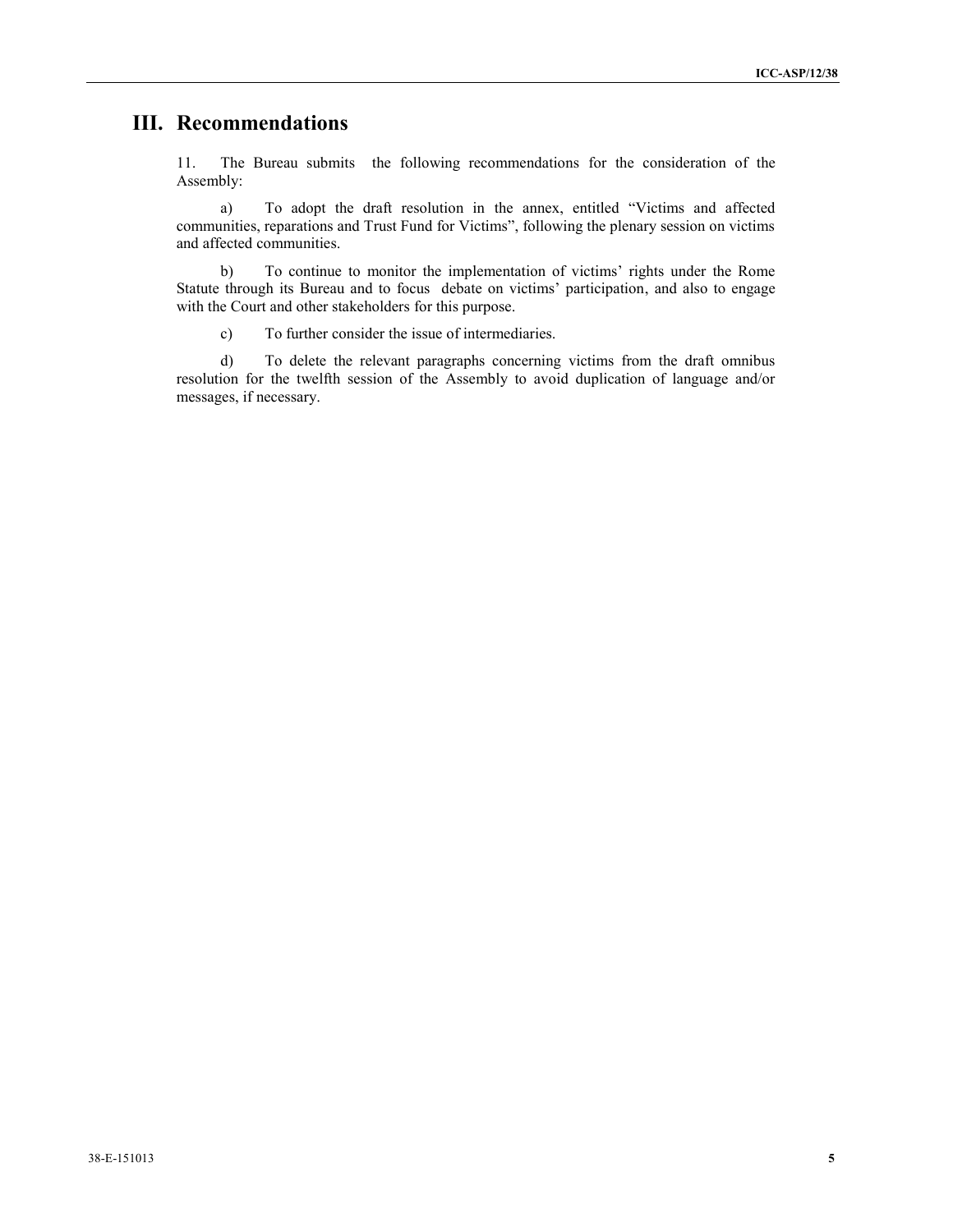# III. Recommendations

11. The Bureau submits the following recommendations for the consideration of the Assembly:

a) To adopt the draft resolution in the annex, entitled "Victims and affected communities, reparations and Trust Fund for Victims", following the plenary session on victims and affected communities.

b) To continue to monitor the implementation of victims' rights under the Rome Statute through its Bureau and to focus debate on victims' participation, and also to engage with the Court and other stakeholders for this purpose.

c) To further consider the issue of intermediaries.

d) To delete the relevant paragraphs concerning victims from the draft omnibus resolution for the twelfth session of the Assembly to avoid duplication of language and/or messages, if necessary.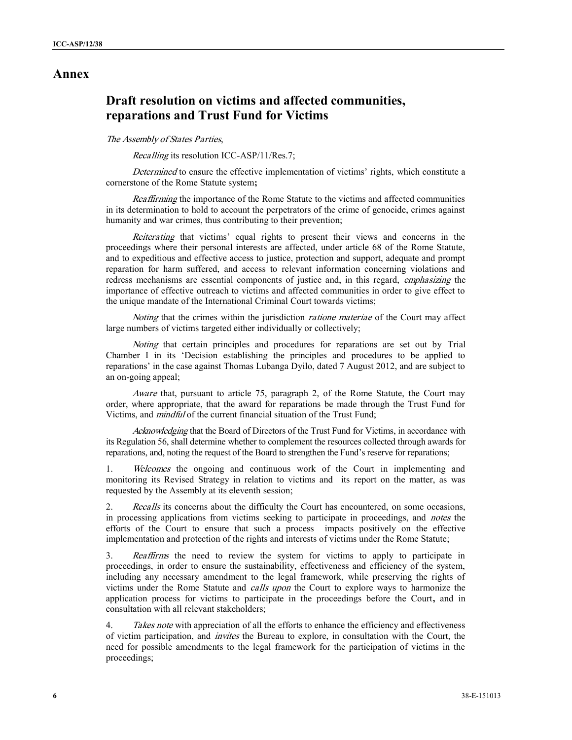# Annex

## Draft resolution on victims and affected communities, reparations and Trust Fund for Victims

*The Assembly of States Parties*,

*Recalling* its resolution ICC-ASP/11/Res.7;

*Determined* to ensure the effective implementation of victims' rights, which constitute a cornerstone of the Rome Statute system**;**

*Reaffirming* the importance of the Rome Statute to the victims and affected communities in its determination to hold to account the perpetrators of the crime of genocide, crimes against humanity and war crimes, thus contributing to their prevention;

*Reiterating* that victims' equal rights to present their views and concerns in the proceedings where their personal interests are affected, under article 68 of the Rome Statute, and to expeditious and effective access to justice, protection and support, adequate and prompt reparation for harm suffered, and access to relevant information concerning violations and redress mechanisms are essential components of justice and, in this regard, *emphasizing* the importance of effective outreach to victims and affected communities in order to give effect to the unique mandate of the International Criminal Court towards victims;

*Noting* that the crimes within the jurisdiction *ratione materiae* of the Court may affect large numbers of victims targeted either individually or collectively;

*Noting* that certain principles and procedures for reparations are set out by Trial Chamber I in its 'Decision establishing the principles and procedures to be applied to reparations' in the case against Thomas Lubanga Dyilo, dated 7 August 2012, and are subject to an on-going appeal;

*Aware* that, pursuant to article 75, paragraph 2, of the Rome Statute, the Court may order, where appropriate, that the award for reparations be made through the Trust Fund for Victims, and *mindful* of the current financial situation of the Trust Fund;

*Acknowledging* that the Board of Directors of the Trust Fund for Victims, in accordance with its Regulation 56, shall determine whether to complement the resources collected through awards for reparations, and, noting the request of the Board to strengthen the Fund's reserve for reparations;

1. *Welcomes* the ongoing and continuous work of the Court in implementing and monitoring its Revised Strategy in relation to victims and its report on the matter, as was requested by the Assembly at its eleventh session;

2. *Recalls* its concerns about the difficulty the Court has encountered, on some occasions, in processing applications from victims seeking to participate in proceedings, and *notes* the efforts of the Court to ensure that such a process impacts positively on the effective implementation and protection of the rights and interests of victims under the Rome Statute;

3. *Reaffirms* the need to review the system for victims to apply to participate in proceedings, in order to ensure the sustainability, effectiveness and efficiency of the system, including any necessary amendment to the legal framework, while preserving the rights of victims under the Rome Statute and *calls upon* the Court to explore ways to harmonize the application process for victims to participate in the proceedings before the Court**,** and in consultation with all relevant stakeholders;

4. *Takes note* with appreciation of all the efforts to enhance the efficiency and effectiveness of victim participation, and *invites* the Bureau to explore, in consultation with the Court, the need for possible amendments to the legal framework for the participation of victims in the proceedings;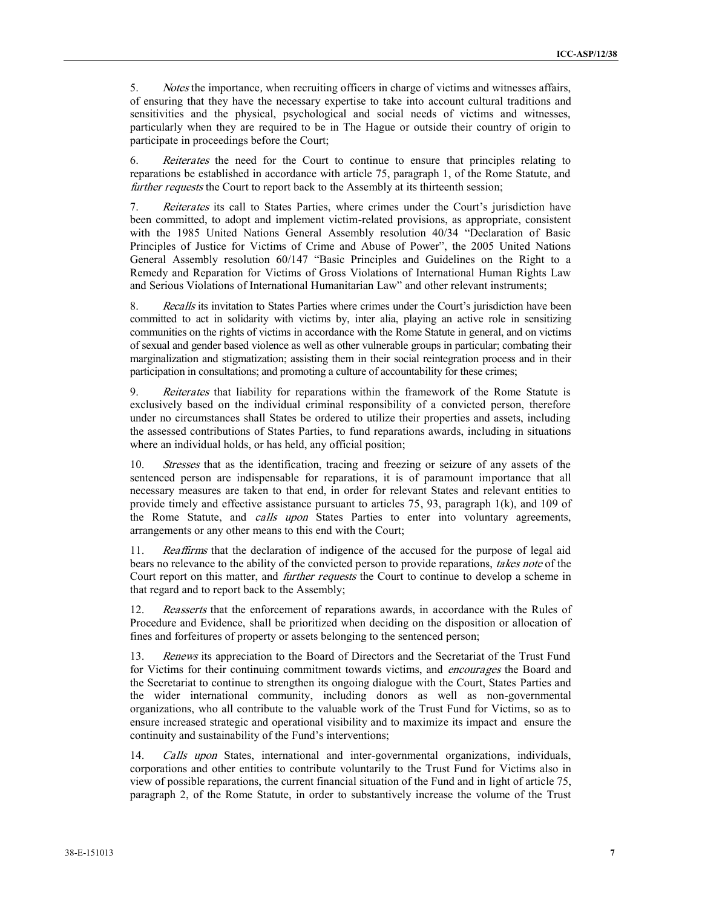5. *Notes* the importance, when recruiting officers in charge of victims and witnesses affairs, of ensuring that they have the necessary expertise to take into account cultural traditions and sensitivities and the physical, psychological and social needs of victims and witnesses, particularly when they are required to be in The Hague or outside their country of origin to participate in proceedings before the Court;

6. *Reiterates* the need for the Court to continue to ensure that principles relating to reparations be established in accordance with article 75, paragraph 1, of the Rome Statute, and *further requests* the Court to report back to the Assembly at its thirteenth session;

7. *Reiterates* its call to States Parties, where crimes under the Court's jurisdiction have been committed, to adopt and implement victim-related provisions, as appropriate, consistent with the 1985 United Nations General Assembly resolution 40/34 "Declaration of Basic Principles of Justice for Victims of Crime and Abuse of Power", the 2005 United Nations General Assembly resolution 60/147 "Basic Principles and Guidelines on the Right to a Remedy and Reparation for Victims of Gross Violations of International Human Rights Law and Serious Violations of International Humanitarian Law" and other relevant instruments;

8. *Recalls* its invitation to States Parties where crimes under the Court's jurisdiction have been committed to act in solidarity with victims by, inter alia, playing an active role in sensitizing communities on the rights of victims in accordance with the Rome Statute in general, and on victims of sexual and gender based violence as well as other vulnerable groups in particular; combating their marginalization and stigmatization; assisting them in their social reintegration process and in their participation in consultations; and promoting a culture of accountability for these crimes;

9. *Reiterates* that liability for reparations within the framework of the Rome Statute is exclusively based on the individual criminal responsibility of a convicted person, therefore under no circumstances shall States be ordered to utilize their properties and assets, including the assessed contributions of States Parties, to fund reparations awards, including in situations where an individual holds, or has held, any official position;

10. *Stresses* that as the identification, tracing and freezing or seizure of any assets of the sentenced person are indispensable for reparations, it is of paramount importance that all necessary measures are taken to that end, in order for relevant States and relevant entities to provide timely and effective assistance pursuant to articles 75, 93, paragraph 1(k), and 109 of the Rome Statute, and *calls upon* States Parties to enter into voluntary agreements, arrangements or any other means to this end with the Court;

11. *Reaffirms* that the declaration of indigence of the accused for the purpose of legal aid bears no relevance to the ability of the convicted person to provide reparations, *takes note* of the Court report on this matter, and *further requests* the Court to continue to develop a scheme in that regard and to report back to the Assembly;

12. *Reasserts* that the enforcement of reparations awards, in accordance with the Rules of Procedure and Evidence, shall be prioritized when deciding on the disposition or allocation of fines and forfeitures of property or assets belonging to the sentenced person;

13. *Renews* its appreciation to the Board of Directors and the Secretariat of the Trust Fund for Victims for their continuing commitment towards victims, and *encourages* the Board and the Secretariat to continue to strengthen its ongoing dialogue with the Court, States Parties and the wider international community, including donors as well as non-governmental organizations, who all contribute to the valuable work of the Trust Fund for Victims, so as to ensure increased strategic and operational visibility and to maximize its impact and ensure the continuity and sustainability of the Fund's interventions;

14. *Calls upon* States, international and inter-governmental organizations, individuals, corporations and other entities to contribute voluntarily to the Trust Fund for Victims also in view of possible reparations, the current financial situation of the Fund and in light of article 75, paragraph 2, of the Rome Statute, in order to substantively increase the volume of the Trust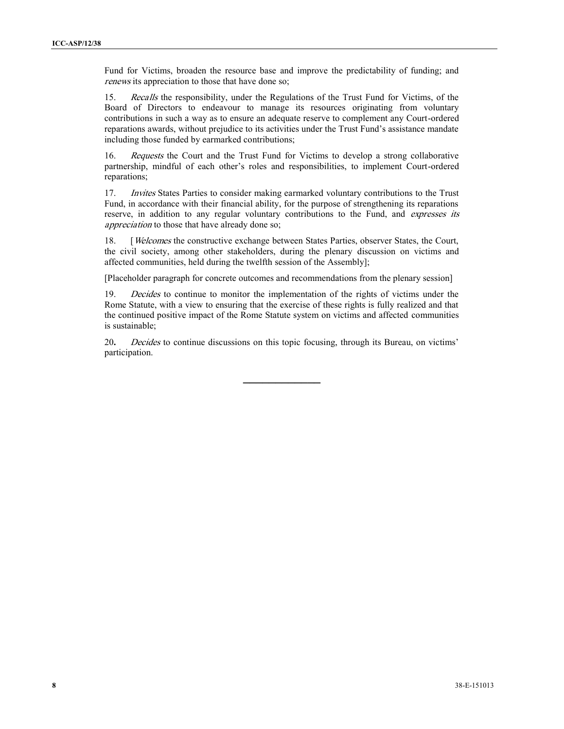Fund for Victims, broaden the resource base and improve the predictability of funding; and *renews* its appreciation to those that have done so;

15. *Recalls* the responsibility, under the Regulations of the Trust Fund for Victims, of the Board of Directors to endeavour to manage its resources originating from voluntary contributions in such a way as to ensure an adequate reserve to complement any Court-ordered reparations awards, without prejudice to its activities under the Trust Fund's assistance mandate including those funded by earmarked contributions;

16. *Requests* the Court and the Trust Fund for Victims to develop a strong collaborative partnership, mindful of each other's roles and responsibilities, to implement Court-ordered reparations;

17. *Invites* States Parties to consider making earmarked voluntary contributions to the Trust Fund, in accordance with their financial ability, for the purpose of strengthening its reparations reserve, in addition to any regular voluntary contributions to the Fund, and *expresses its appreciation* to those that have already done so;

18. [*Welcomes* the constructive exchange between States Parties, observer States, the Court, the civil society, among other stakeholders, during the plenary discussion on victims and affected communities, held during the twelfth session of the Assembly];

[Placeholder paragraph for concrete outcomes and recommendations from the plenary session]

19. *Decides* to continue to monitor the implementation of the rights of victims under the Rome Statute, with a view to ensuring that the exercise of these rights is fully realized and that the continued positive impact of the Rome Statute system on victims and affected communities is sustainable;

20. *Decides* to continue discussions on this topic focusing, through its Bureau, on victims' participation.

---